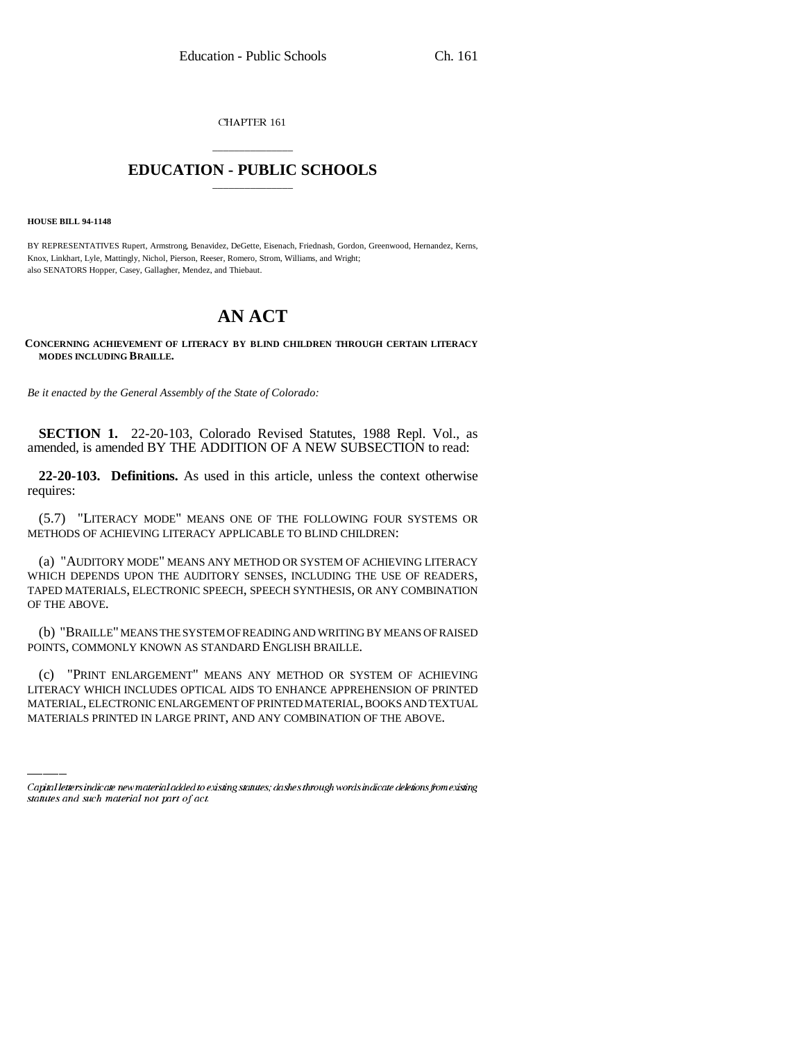CHAPTER 161

# EDUCATION - PUBLIC SCHOOLS

**HOUSE BILL 94-1148**

BY REPRESENTATIVES Rupert, Armstrong, Benavidez, DeGette, Eisenach, Friednash, Gordon, Greenwood, Hernandez, Kerns, Knox, Linkhart, Lyle, Mattingly, Nichol, Pierson, Reeser, Romero, Strom, Williams, and Wright;
also SENATORS Hopper, Casey, Gallagher, Mendez, and Thiebaut.

# AN ACT

**CONCERNING ACHIEVEMENT OF LITERACY BY BLIND CHILDREN THROUGH CERTAIN LITERACY MODES INCLUDING BRAILLE.**

*Be it enacted by the General Assembly of the State of Colorado:*

**SECTION 1.** 22-20-103, Colorado Revised Statutes, 1988 Repl. Vol., as amended, is amended BY THE ADDITION OF A NEW SUBSECTION to read:

**22-20-103. Definitions.** As used in this article, unless the context otherwise requires:

(5.7) "LITERACY MODE" MEANS ONE OF THE FOLLOWING FOUR SYSTEMS OR METHODS OF ACHIEVING LITERACY APPLICABLE TO BLIND CHILDREN:

(a) "AUDITORY MODE" MEANS ANY METHOD OR SYSTEM OF ACHIEVING LITERACY WHICH DEPENDS UPON THE AUDITORY SENSES, INCLUDING THE USE OF READERS, TAPED MATERIALS, ELECTRONIC SPEECH, SPEECH SYNTHESIS, OR ANY COMBINATION OF THE ABOVE.

(b) "BRAILLE" MEANS THE SYSTEM OF READING AND WRITING BY MEANS OF RAISED POINTS, COMMONLY KNOWN AS STANDARD ENGLISH BRAILLE.

(c) "PRINT ENLARGEMENT" MEANS ANY METHOD OR SYSTEM OF ACHIEVING LITERACY WHICH INCLUDES OPTICAL AIDS TO ENHANCE APPREHENSION OF PRINTED MATERIAL, ELECTRONIC ENLARGEMENT OF PRINTED MATERIAL, BOOKS AND TEXTUAL MATERIALS PRINTED IN LARGE PRINT, AND ANY COMBINATION OF THE ABOVE.

*Capital letters indicate new material added to existing statutes; dashes through words indicate deletions from existing statutes and such material not part of act.*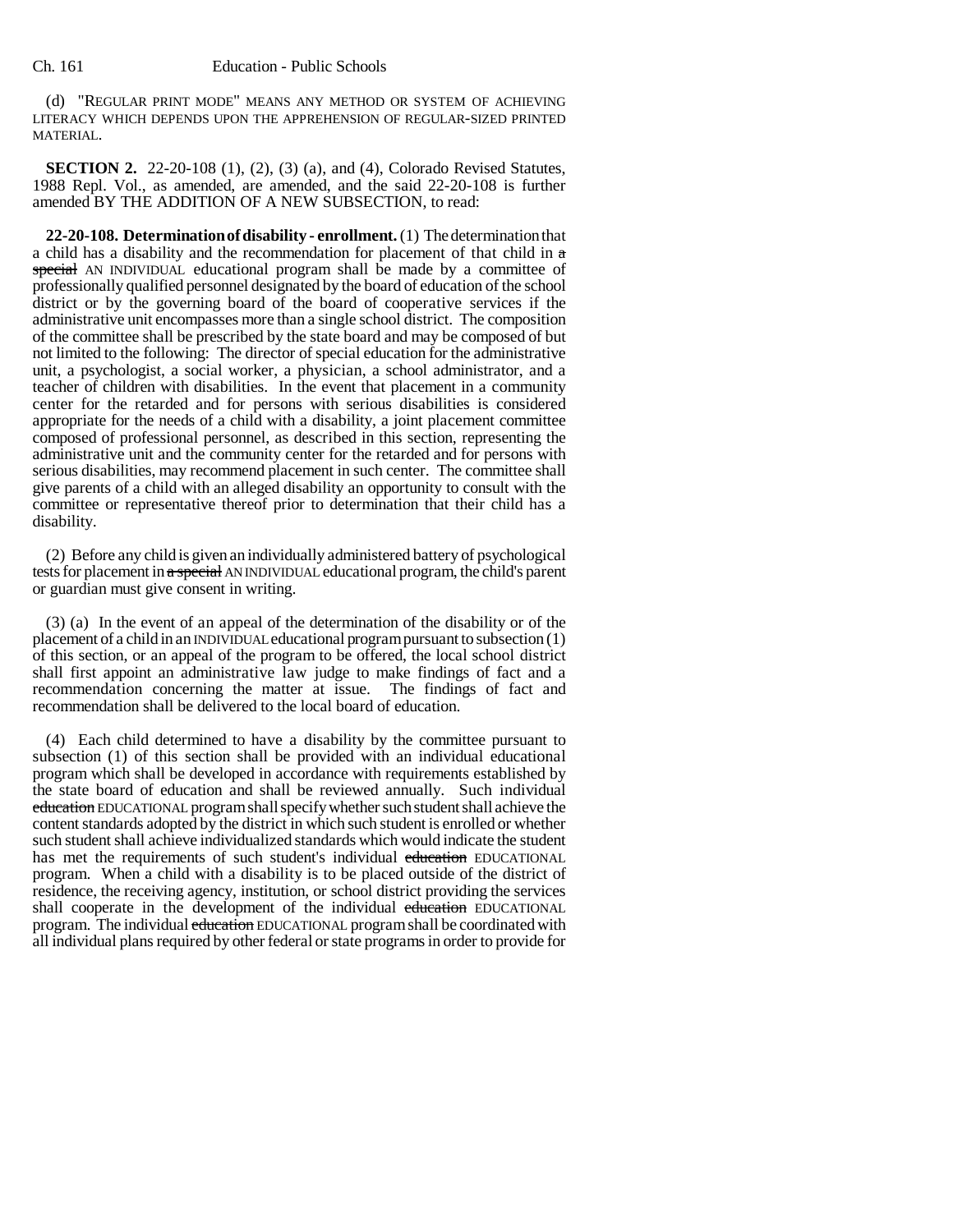(d) "REGULAR PRINT MODE" MEANS ANY METHOD OR SYSTEM OF ACHIEVING LITERACY WHICH DEPENDS UPON THE APPREHENSION OF REGULAR-SIZED PRINTED MATERIAL.

**SECTION 2.** 22-20-108 (1), (2), (3) (a), and (4), Colorado Revised Statutes, 1988 Repl. Vol., as amended, are amended, and the said 22-20-108 is further amended BY THE ADDITION OF A NEW SUBSECTION, to read:

**22-20-108. Determination of disability - enrollment.** (1) The determination that a child has a disability and the recommendation for placement of that child in ~~a special~~ AN INDIVIDUAL educational program shall be made by a committee of professionally qualified personnel designated by the board of education of the school district or by the governing board of the board of cooperative services if the administrative unit encompasses more than a single school district. The composition of the committee shall be prescribed by the state board and may be composed of but not limited to the following: The director of special education for the administrative unit, a psychologist, a social worker, a physician, a school administrator, and a teacher of children with disabilities. In the event that placement in a community center for the retarded and for persons with serious disabilities is considered appropriate for the needs of a child with a disability, a joint placement committee composed of professional personnel, as described in this section, representing the administrative unit and the community center for the retarded and for persons with serious disabilities, may recommend placement in such center. The committee shall give parents of a child with an alleged disability an opportunity to consult with the committee or representative thereof prior to determination that their child has a disability.

(2) Before any child is given an individually administered battery of psychological tests for placement in ~~a special~~ AN INDIVIDUAL educational program, the child's parent or guardian must give consent in writing.

(3) (a) In the event of an appeal of the determination of the disability or of the placement of a child in an INDIVIDUAL educational program pursuant to subsection (1) of this section, or an appeal of the program to be offered, the local school district shall first appoint an administrative law judge to make findings of fact and a recommendation concerning the matter at issue. The findings of fact and recommendation shall be delivered to the local board of education.

(4) Each child determined to have a disability by the committee pursuant to subsection (1) of this section shall be provided with an individual educational program which shall be developed in accordance with requirements established by the state board of education and shall be reviewed annually. Such individual ~~education~~ EDUCATIONAL program shall specify whether such student shall achieve the content standards adopted by the district in which such student is enrolled or whether such student shall achieve individualized standards which would indicate the student has met the requirements of such student's individual ~~education~~ EDUCATIONAL program. When a child with a disability is to be placed outside of the district of residence, the receiving agency, institution, or school district providing the services shall cooperate in the development of the individual ~~education~~ EDUCATIONAL program. The individual ~~education~~ EDUCATIONAL program shall be coordinated with all individual plans required by other federal or state programs in order to provide for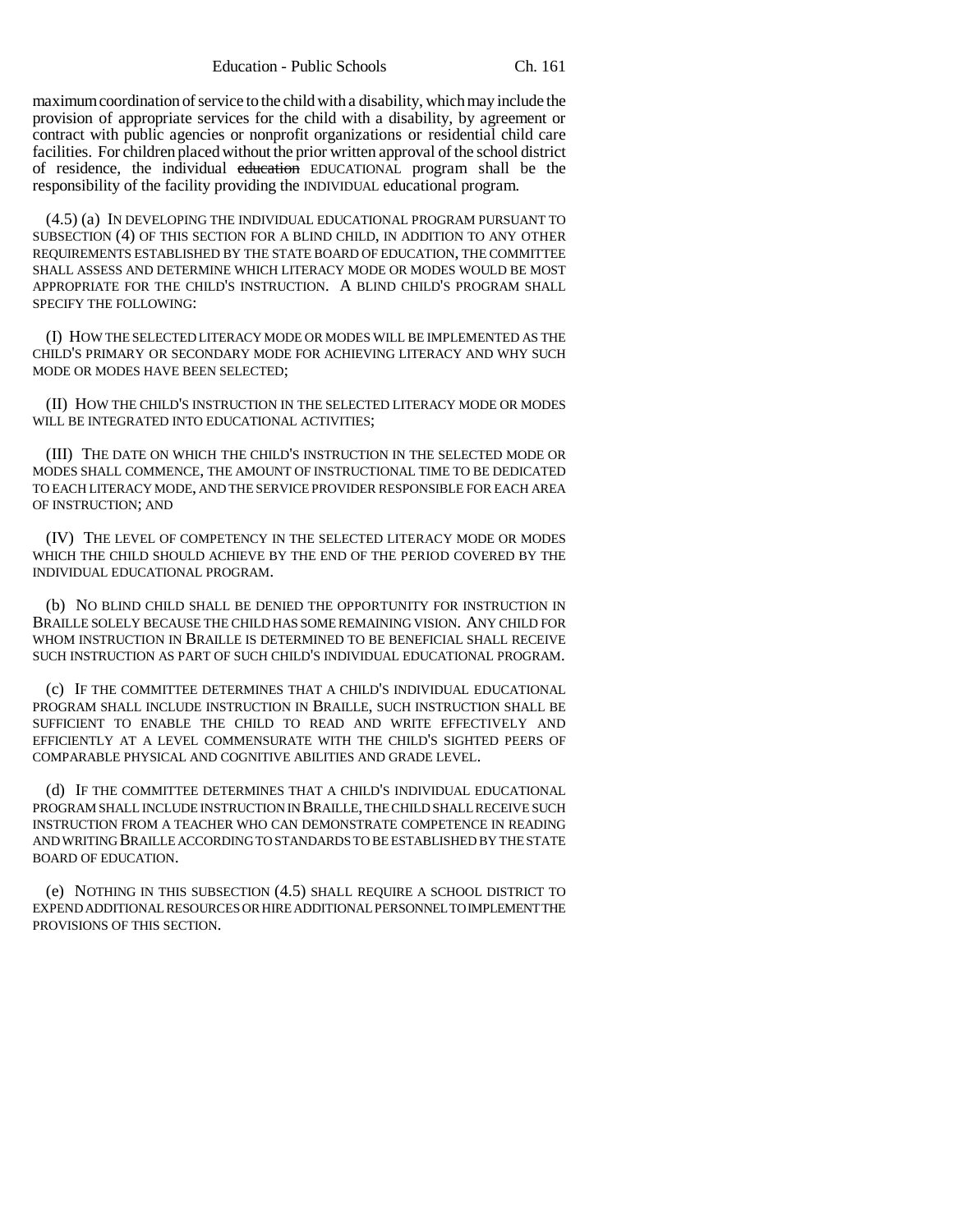maximum coordination of service to the child with a disability, which may include the provision of appropriate services for the child with a disability, by agreement or contract with public agencies or nonprofit organizations or residential child care facilities. For children placed without the prior written approval of the school district of residence, the individual ~~education~~ EDUCATIONAL program shall be the responsibility of the facility providing the INDIVIDUAL educational program.

(4.5) (a) IN DEVELOPING THE INDIVIDUAL EDUCATIONAL PROGRAM PURSUANT TO SUBSECTION (4) OF THIS SECTION FOR A BLIND CHILD, IN ADDITION TO ANY OTHER REQUIREMENTS ESTABLISHED BY THE STATE BOARD OF EDUCATION, THE COMMITTEE SHALL ASSESS AND DETERMINE WHICH LITERACY MODE OR MODES WOULD BE MOST APPROPRIATE FOR THE CHILD'S INSTRUCTION. A BLIND CHILD'S PROGRAM SHALL SPECIFY THE FOLLOWING:

(I) HOW THE SELECTED LITERACY MODE OR MODES WILL BE IMPLEMENTED AS THE CHILD'S PRIMARY OR SECONDARY MODE FOR ACHIEVING LITERACY AND WHY SUCH MODE OR MODES HAVE BEEN SELECTED;

(II) HOW THE CHILD'S INSTRUCTION IN THE SELECTED LITERACY MODE OR MODES WILL BE INTEGRATED INTO EDUCATIONAL ACTIVITIES;

(III) THE DATE ON WHICH THE CHILD'S INSTRUCTION IN THE SELECTED MODE OR MODES SHALL COMMENCE, THE AMOUNT OF INSTRUCTIONAL TIME TO BE DEDICATED TO EACH LITERACY MODE, AND THE SERVICE PROVIDER RESPONSIBLE FOR EACH AREA OF INSTRUCTION; AND

(IV) THE LEVEL OF COMPETENCY IN THE SELECTED LITERACY MODE OR MODES WHICH THE CHILD SHOULD ACHIEVE BY THE END OF THE PERIOD COVERED BY THE INDIVIDUAL EDUCATIONAL PROGRAM.

(b) NO BLIND CHILD SHALL BE DENIED THE OPPORTUNITY FOR INSTRUCTION IN BRAILLE SOLELY BECAUSE THE CHILD HAS SOME REMAINING VISION. ANY CHILD FOR WHOM INSTRUCTION IN BRAILLE IS DETERMINED TO BE BENEFICIAL SHALL RECEIVE SUCH INSTRUCTION AS PART OF SUCH CHILD'S INDIVIDUAL EDUCATIONAL PROGRAM.

(c) IF THE COMMITTEE DETERMINES THAT A CHILD'S INDIVIDUAL EDUCATIONAL PROGRAM SHALL INCLUDE INSTRUCTION IN BRAILLE, SUCH INSTRUCTION SHALL BE SUFFICIENT TO ENABLE THE CHILD TO READ AND WRITE EFFECTIVELY AND EFFICIENTLY AT A LEVEL COMMENSURATE WITH THE CHILD'S SIGHTED PEERS OF COMPARABLE PHYSICAL AND COGNITIVE ABILITIES AND GRADE LEVEL.

(d) IF THE COMMITTEE DETERMINES THAT A CHILD'S INDIVIDUAL EDUCATIONAL PROGRAM SHALL INCLUDE INSTRUCTION IN BRAILLE, THE CHILD SHALL RECEIVE SUCH INSTRUCTION FROM A TEACHER WHO CAN DEMONSTRATE COMPETENCE IN READING AND WRITING BRAILLE ACCORDING TO STANDARDS TO BE ESTABLISHED BY THE STATE BOARD OF EDUCATION.

(e) NOTHING IN THIS SUBSECTION (4.5) SHALL REQUIRE A SCHOOL DISTRICT TO EXPEND ADDITIONAL RESOURCES OR HIRE ADDITIONAL PERSONNEL TO IMPLEMENT THE PROVISIONS OF THIS SECTION.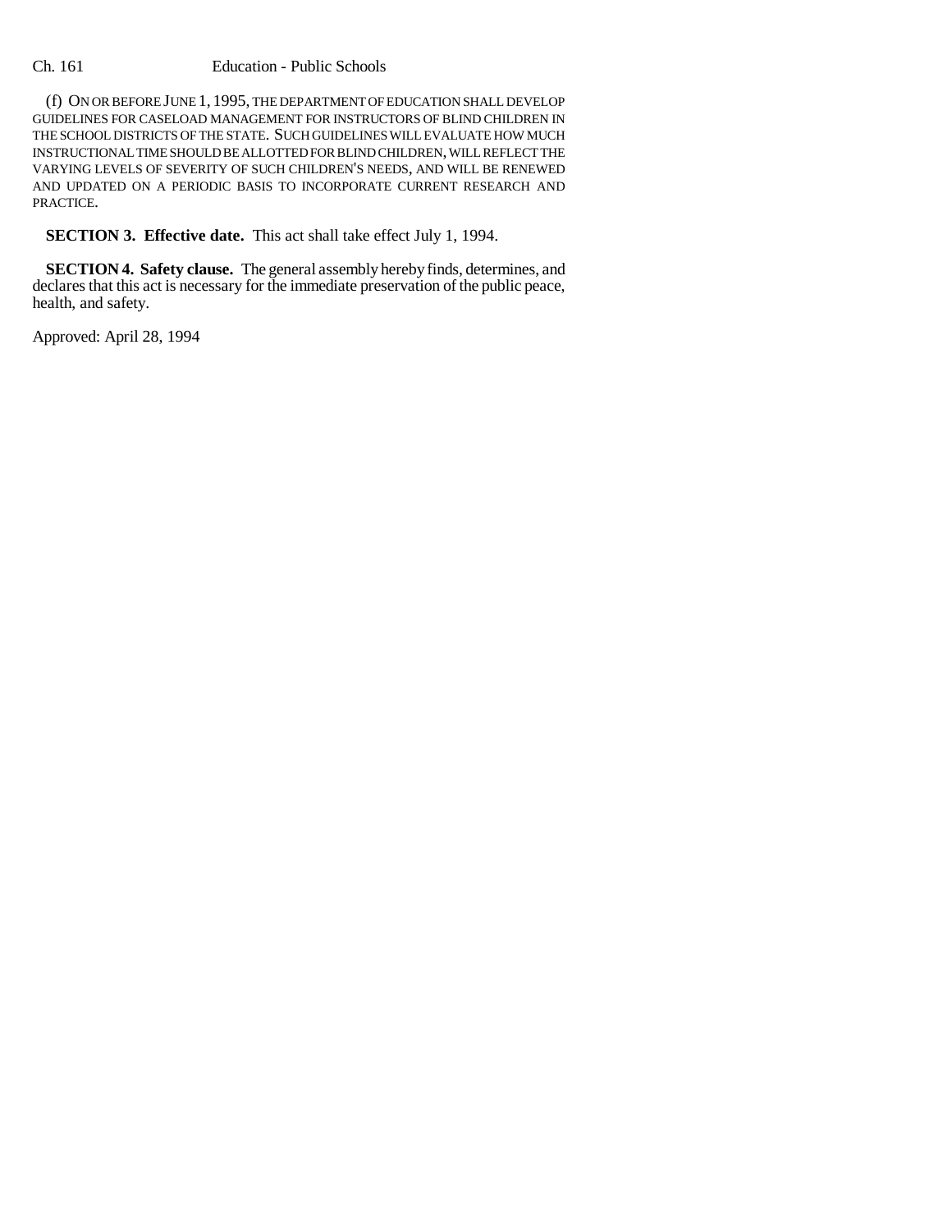(f) ON OR BEFORE JUNE 1, 1995, THE DEPARTMENT OF EDUCATION SHALL DEVELOP GUIDELINES FOR CASELOAD MANAGEMENT FOR INSTRUCTORS OF BLIND CHILDREN IN THE SCHOOL DISTRICTS OF THE STATE. SUCH GUIDELINES WILL EVALUATE HOW MUCH INSTRUCTIONAL TIME SHOULD BE ALLOTTED FOR BLIND CHILDREN, WILL REFLECT THE VARYING LEVELS OF SEVERITY OF SUCH CHILDREN'S NEEDS, AND WILL BE RENEWED AND UPDATED ON A PERIODIC BASIS TO INCORPORATE CURRENT RESEARCH AND PRACTICE.

**SECTION 3. Effective date.** This act shall take effect July 1, 1994.

**SECTION 4. Safety clause.** The general assembly hereby finds, determines, and declares that this act is necessary for the immediate preservation of the public peace, health, and safety.

Approved: April 28, 1994